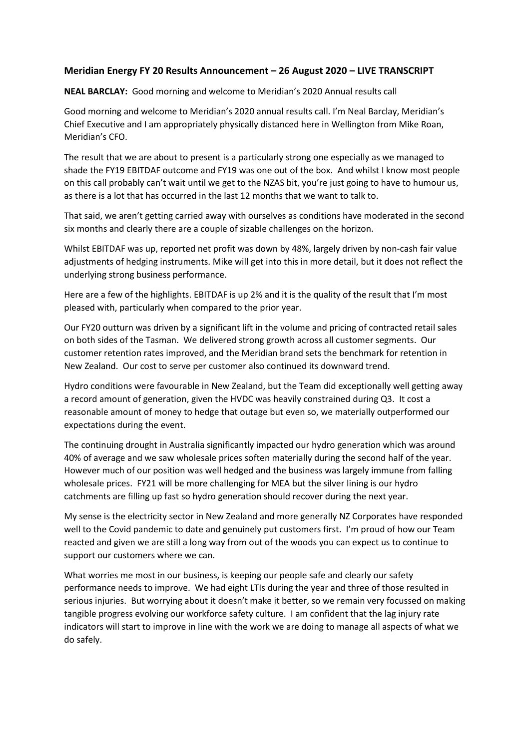**Meridian Energy FY 20 Results Announcement – 26 August 2020 – LIVE TRANSCRIPT**

**NEAL BARCLAY:** Good morning and welcome to Meridian's 2020 Annual results call

Good morning and welcome to Meridian's 2020 annual results call. I'm Neal Barclay, Meridian's Chief Executive and I am appropriately physically distanced here in Wellington from Mike Roan, Meridian's CFO.

The result that we are about to present is a particularly strong one especially as we managed to shade the FY19 EBITDAF outcome and FY19 was one out of the box. And whilst I know most people on this call probably can't wait until we get to the NZAS bit, you're just going to have to humour us, as there is a lot that has occurred in the last 12 months that we want to talk to.

That said, we aren't getting carried away with ourselves as conditions have moderated in the second six months and clearly there are a couple of sizable challenges on the horizon.

Whilst EBITDAF was up, reported net profit was down by 48%, largely driven by non-cash fair value adjustments of hedging instruments. Mike will get into this in more detail, but it does not reflect the underlying strong business performance.

Here are a few of the highlights. EBITDAF is up 2% and it is the quality of the result that I'm most pleased with, particularly when compared to the prior year.

Our FY20 outturn was driven by a significant lift in the volume and pricing of contracted retail sales on both sides of the Tasman. We delivered strong growth across all customer segments. Our customer retention rates improved, and the Meridian brand sets the benchmark for retention in New Zealand. Our cost to serve per customer also continued its downward trend.

Hydro conditions were favourable in New Zealand, but the Team did exceptionally well getting away a record amount of generation, given the HVDC was heavily constrained during Q3. It cost a reasonable amount of money to hedge that outage but even so, we materially outperformed our expectations during the event.

The continuing drought in Australia significantly impacted our hydro generation which was around 40% of average and we saw wholesale prices soften materially during the second half of the year. However much of our position was well hedged and the business was largely immune from falling wholesale prices. FY21 will be more challenging for MEA but the silver lining is our hydro catchments are filling up fast so hydro generation should recover during the next year.

My sense is the electricity sector in New Zealand and more generally NZ Corporates have responded well to the Covid pandemic to date and genuinely put customers first. I'm proud of how our Team reacted and given we are still a long way from out of the woods you can expect us to continue to support our customers where we can.

What worries me most in our business, is keeping our people safe and clearly our safety performance needs to improve. We had eight LTIs during the year and three of those resulted in serious injuries. But worrying about it doesn't make it better, so we remain very focussed on making tangible progress evolving our workforce safety culture. I am confident that the lag injury rate indicators will start to improve in line with the work we are doing to manage all aspects of what we do safely.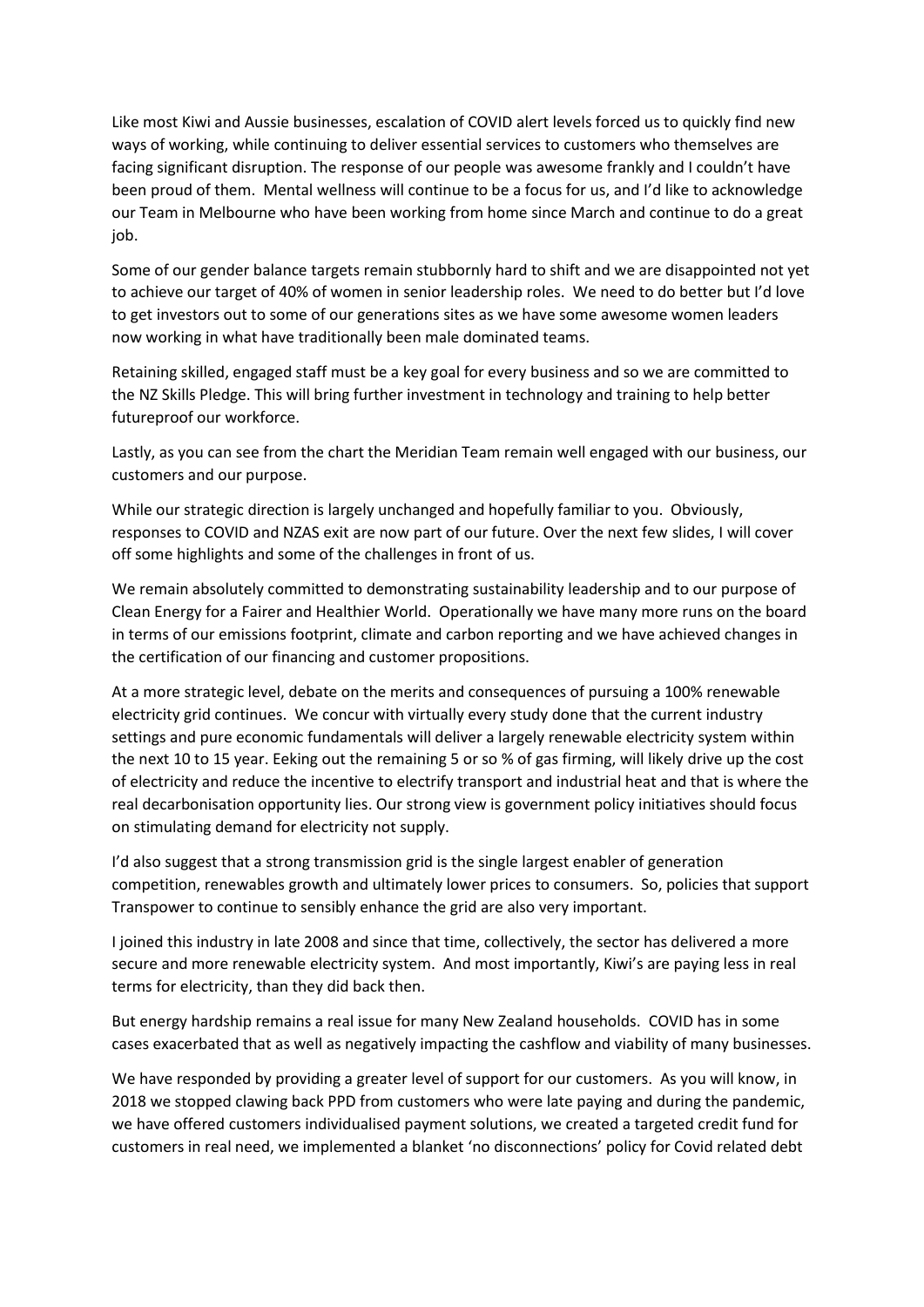Like most Kiwi and Aussie businesses, escalation of COVID alert levels forced us to quickly find new ways of working, while continuing to deliver essential services to customers who themselves are facing significant disruption. The response of our people was awesome frankly and I couldn't have been proud of them. Mental wellness will continue to be a focus for us, and I'd like to acknowledge our Team in Melbourne who have been working from home since March and continue to do a great job.

Some of our gender balance targets remain stubbornly hard to shift and we are disappointed not yet to achieve our target of 40% of women in senior leadership roles. We need to do better but I'd love to get investors out to some of our generations sites as we have some awesome women leaders now working in what have traditionally been male dominated teams.

Retaining skilled, engaged staff must be a key goal for every business and so we are committed to the NZ Skills Pledge. This will bring further investment in technology and training to help better futureproof our workforce.

Lastly, as you can see from the chart the Meridian Team remain well engaged with our business, our customers and our purpose.

While our strategic direction is largely unchanged and hopefully familiar to you. Obviously, responses to COVID and NZAS exit are now part of our future. Over the next few slides, I will cover off some highlights and some of the challenges in front of us.

We remain absolutely committed to demonstrating sustainability leadership and to our purpose of Clean Energy for a Fairer and Healthier World. Operationally we have many more runs on the board in terms of our emissions footprint, climate and carbon reporting and we have achieved changes in the certification of our financing and customer propositions.

At a more strategic level, debate on the merits and consequences of pursuing a 100% renewable electricity grid continues. We concur with virtually every study done that the current industry settings and pure economic fundamentals will deliver a largely renewable electricity system within the next 10 to 15 year. Eeking out the remaining 5 or so % of gas firming, will likely drive up the cost of electricity and reduce the incentive to electrify transport and industrial heat and that is where the real decarbonisation opportunity lies. Our strong view is government policy initiatives should focus on stimulating demand for electricity not supply.

I'd also suggest that a strong transmission grid is the single largest enabler of generation competition, renewables growth and ultimately lower prices to consumers. So, policies that support Transpower to continue to sensibly enhance the grid are also very important.

I joined this industry in late 2008 and since that time, collectively, the sector has delivered a more secure and more renewable electricity system. And most importantly, Kiwi's are paying less in real terms for electricity, than they did back then.

But energy hardship remains a real issue for many New Zealand households. COVID has in some cases exacerbated that as well as negatively impacting the cashflow and viability of many businesses.

We have responded by providing a greater level of support for our customers. As you will know, in 2018 we stopped clawing back PPD from customers who were late paying and during the pandemic, we have offered customers individualised payment solutions, we created a targeted credit fund for customers in real need, we implemented a blanket 'no disconnections' policy for Covid related debt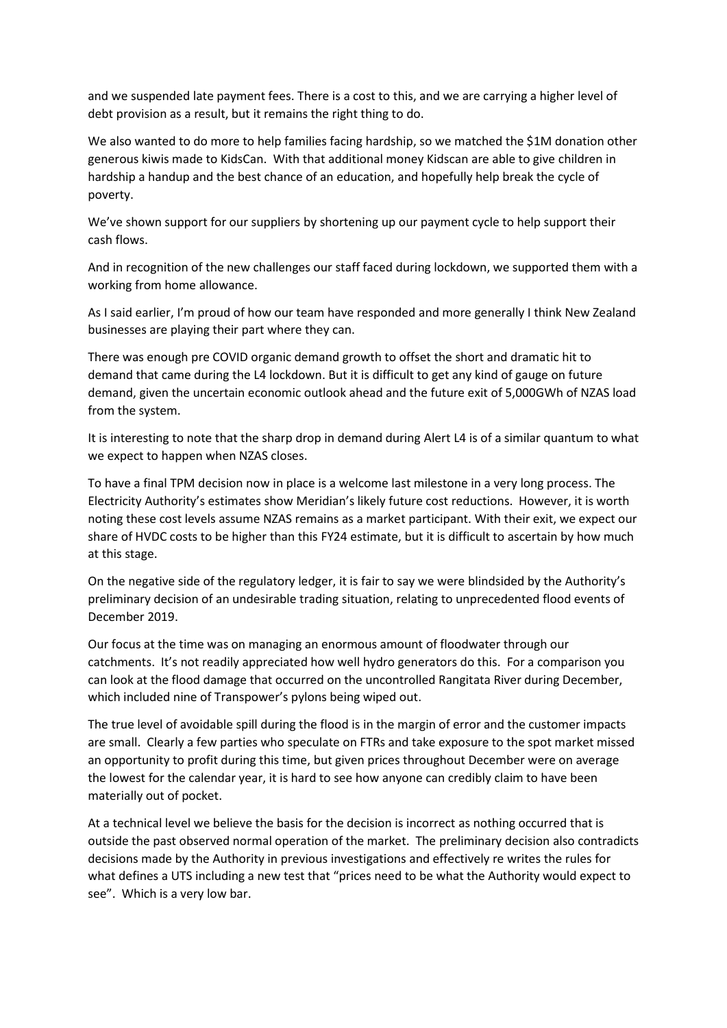and we suspended late payment fees. There is a cost to this, and we are carrying a higher level of debt provision as a result, but it remains the right thing to do.

We also wanted to do more to help families facing hardship, so we matched the $1M donation other generous kiwis made to KidsCan. With that additional money Kidscan are able to give children in hardship a handup and the best chance of an education, and hopefully help break the cycle of poverty.

We've shown support for our suppliers by shortening up our payment cycle to help support their cash flows.

And in recognition of the new challenges our staff faced during lockdown, we supported them with a working from home allowance.

As I said earlier, I'm proud of how our team have responded and more generally I think New Zealand businesses are playing their part where they can.

There was enough pre COVID organic demand growth to offset the short and dramatic hit to demand that came during the L4 lockdown. But it is difficult to get any kind of gauge on future demand, given the uncertain economic outlook ahead and the future exit of 5,000GWh of NZAS load from the system.

It is interesting to note that the sharp drop in demand during Alert L4 is of a similar quantum to what we expect to happen when NZAS closes.

To have a final TPM decision now in place is a welcome last milestone in a very long process. The Electricity Authority's estimates show Meridian's likely future cost reductions. However, it is worth noting these cost levels assume NZAS remains as a market participant. With their exit, we expect our share of HVDC costs to be higher than this FY24 estimate, but it is difficult to ascertain by how much at this stage.

On the negative side of the regulatory ledger, it is fair to say we were blindsided by the Authority's preliminary decision of an undesirable trading situation, relating to unprecedented flood events of December 2019.

Our focus at the time was on managing an enormous amount of floodwater through our catchments. It's not readily appreciated how well hydro generators do this. For a comparison you can look at the flood damage that occurred on the uncontrolled Rangitata River during December, which included nine of Transpower's pylons being wiped out.

The true level of avoidable spill during the flood is in the margin of error and the customer impacts are small. Clearly a few parties who speculate on FTRs and take exposure to the spot market missed an opportunity to profit during this time, but given prices throughout December were on average the lowest for the calendar year, it is hard to see how anyone can credibly claim to have been materially out of pocket.

At a technical level we believe the basis for the decision is incorrect as nothing occurred that is outside the past observed normal operation of the market. The preliminary decision also contradicts decisions made by the Authority in previous investigations and effectively re writes the rules for what defines a UTS including a new test that "prices need to be what the Authority would expect to see". Which is a very low bar.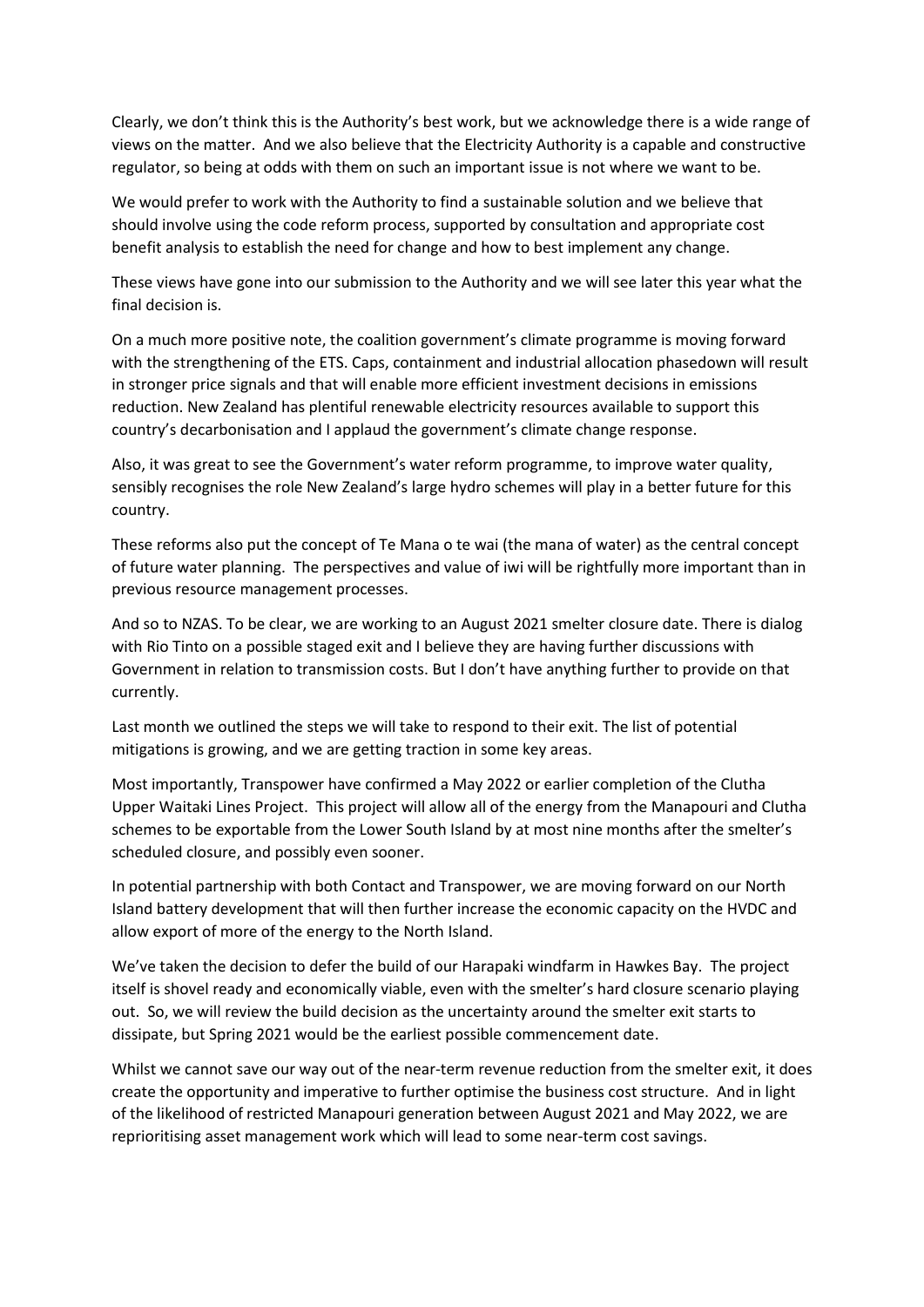Clearly, we don't think this is the Authority's best work, but we acknowledge there is a wide range of views on the matter. And we also believe that the Electricity Authority is a capable and constructive regulator, so being at odds with them on such an important issue is not where we want to be.

We would prefer to work with the Authority to find a sustainable solution and we believe that should involve using the code reform process, supported by consultation and appropriate cost benefit analysis to establish the need for change and how to best implement any change.

These views have gone into our submission to the Authority and we will see later this year what the final decision is.

On a much more positive note, the coalition government's climate programme is moving forward with the strengthening of the ETS. Caps, containment and industrial allocation phasedown will result in stronger price signals and that will enable more efficient investment decisions in emissions reduction. New Zealand has plentiful renewable electricity resources available to support this country's decarbonisation and I applaud the government's climate change response.

Also, it was great to see the Government's water reform programme, to improve water quality, sensibly recognises the role New Zealand's large hydro schemes will play in a better future for this country.

These reforms also put the concept of Te Mana o te wai (the mana of water) as the central concept of future water planning. The perspectives and value of iwi will be rightfully more important than in previous resource management processes.

And so to NZAS. To be clear, we are working to an August 2021 smelter closure date. There is dialog with Rio Tinto on a possible staged exit and I believe they are having further discussions with Government in relation to transmission costs. But I don't have anything further to provide on that currently.

Last month we outlined the steps we will take to respond to their exit. The list of potential mitigations is growing, and we are getting traction in some key areas.

Most importantly, Transpower have confirmed a May 2022 or earlier completion of the Clutha Upper Waitaki Lines Project. This project will allow all of the energy from the Manapouri and Clutha schemes to be exportable from the Lower South Island by at most nine months after the smelter's scheduled closure, and possibly even sooner.

In potential partnership with both Contact and Transpower, we are moving forward on our North Island battery development that will then further increase the economic capacity on the HVDC and allow export of more of the energy to the North Island.

We've taken the decision to defer the build of our Harapaki windfarm in Hawkes Bay. The project itself is shovel ready and economically viable, even with the smelter's hard closure scenario playing out. So, we will review the build decision as the uncertainty around the smelter exit starts to dissipate, but Spring 2021 would be the earliest possible commencement date.

Whilst we cannot save our way out of the near-term revenue reduction from the smelter exit, it does create the opportunity and imperative to further optimise the business cost structure. And in light of the likelihood of restricted Manapouri generation between August 2021 and May 2022, we are reprioritising asset management work which will lead to some near-term cost savings.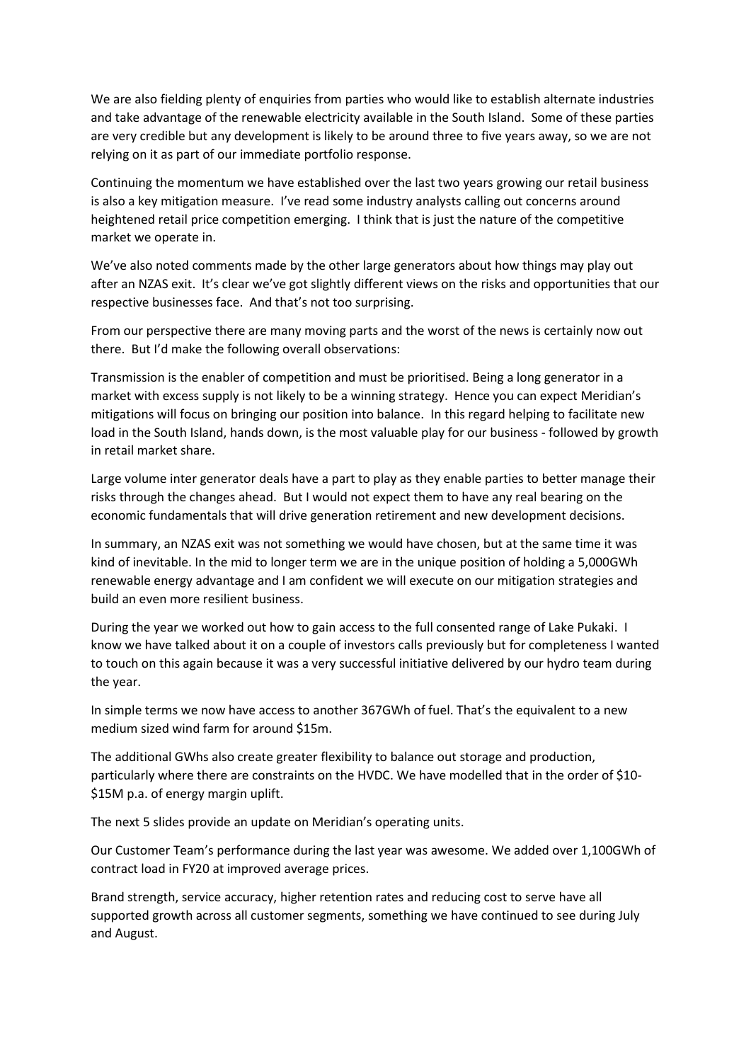We are also fielding plenty of enquiries from parties who would like to establish alternate industries and take advantage of the renewable electricity available in the South Island. Some of these parties are very credible but any development is likely to be around three to five years away, so we are not relying on it as part of our immediate portfolio response.

Continuing the momentum we have established over the last two years growing our retail business is also a key mitigation measure. I've read some industry analysts calling out concerns around heightened retail price competition emerging. I think that is just the nature of the competitive market we operate in.

We've also noted comments made by the other large generators about how things may play out after an NZAS exit. It's clear we've got slightly different views on the risks and opportunities that our respective businesses face. And that's not too surprising.

From our perspective there are many moving parts and the worst of the news is certainly now out there. But I'd make the following overall observations:

Transmission is the enabler of competition and must be prioritised. Being a long generator in a market with excess supply is not likely to be a winning strategy. Hence you can expect Meridian's mitigations will focus on bringing our position into balance. In this regard helping to facilitate new load in the South Island, hands down, is the most valuable play for our business - followed by growth in retail market share.

Large volume inter generator deals have a part to play as they enable parties to better manage their risks through the changes ahead. But I would not expect them to have any real bearing on the economic fundamentals that will drive generation retirement and new development decisions.

In summary, an NZAS exit was not something we would have chosen, but at the same time it was kind of inevitable. In the mid to longer term we are in the unique position of holding a 5,000GWh renewable energy advantage and I am confident we will execute on our mitigation strategies and build an even more resilient business.

During the year we worked out how to gain access to the full consented range of Lake Pukaki. I know we have talked about it on a couple of investors calls previously but for completeness I wanted to touch on this again because it was a very successful initiative delivered by our hydro team during the year.

In simple terms we now have access to another 367GWh of fuel. That's the equivalent to a new medium sized wind farm for around $15m.

The additional GWhs also create greater flexibility to balance out storage and production, particularly where there are constraints on the HVDC. We have modelled that in the order of $10-$15M p.a. of energy margin uplift.

The next 5 slides provide an update on Meridian's operating units.

Our Customer Team's performance during the last year was awesome. We added over 1,100GWh of contract load in FY20 at improved average prices.

Brand strength, service accuracy, higher retention rates and reducing cost to serve have all supported growth across all customer segments, something we have continued to see during July and August.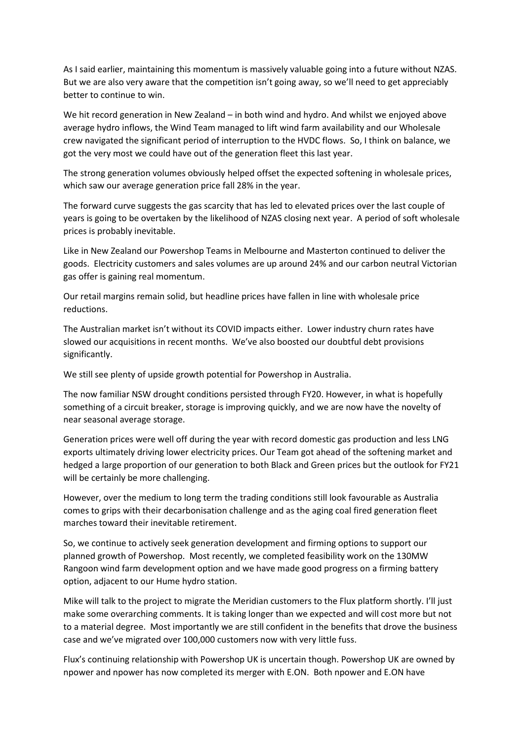As I said earlier, maintaining this momentum is massively valuable going into a future without NZAS. But we are also very aware that the competition isn't going away, so we'll need to get appreciably better to continue to win.

We hit record generation in New Zealand – in both wind and hydro. And whilst we enjoyed above average hydro inflows, the Wind Team managed to lift wind farm availability and our Wholesale crew navigated the significant period of interruption to the HVDC flows. So, I think on balance, we got the very most we could have out of the generation fleet this last year.

The strong generation volumes obviously helped offset the expected softening in wholesale prices, which saw our average generation price fall 28% in the year.

The forward curve suggests the gas scarcity that has led to elevated prices over the last couple of years is going to be overtaken by the likelihood of NZAS closing next year. A period of soft wholesale prices is probably inevitable.

Like in New Zealand our Powershop Teams in Melbourne and Masterton continued to deliver the goods. Electricity customers and sales volumes are up around 24% and our carbon neutral Victorian gas offer is gaining real momentum.

Our retail margins remain solid, but headline prices have fallen in line with wholesale price reductions.

The Australian market isn't without its COVID impacts either. Lower industry churn rates have slowed our acquisitions in recent months. We've also boosted our doubtful debt provisions significantly.

We still see plenty of upside growth potential for Powershop in Australia.

The now familiar NSW drought conditions persisted through FY20. However, in what is hopefully something of a circuit breaker, storage is improving quickly, and we are now have the novelty of near seasonal average storage.

Generation prices were well off during the year with record domestic gas production and less LNG exports ultimately driving lower electricity prices. Our Team got ahead of the softening market and hedged a large proportion of our generation to both Black and Green prices but the outlook for FY21 will be certainly be more challenging.

However, over the medium to long term the trading conditions still look favourable as Australia comes to grips with their decarbonisation challenge and as the aging coal fired generation fleet marches toward their inevitable retirement.

So, we continue to actively seek generation development and firming options to support our planned growth of Powershop. Most recently, we completed feasibility work on the 130MW Rangoon wind farm development option and we have made good progress on a firming battery option, adjacent to our Hume hydro station.

Mike will talk to the project to migrate the Meridian customers to the Flux platform shortly. I'll just make some overarching comments. It is taking longer than we expected and will cost more but not to a material degree. Most importantly we are still confident in the benefits that drove the business case and we've migrated over 100,000 customers now with very little fuss.

Flux's continuing relationship with Powershop UK is uncertain though. Powershop UK are owned by npower and npower has now completed its merger with E.ON. Both npower and E.ON have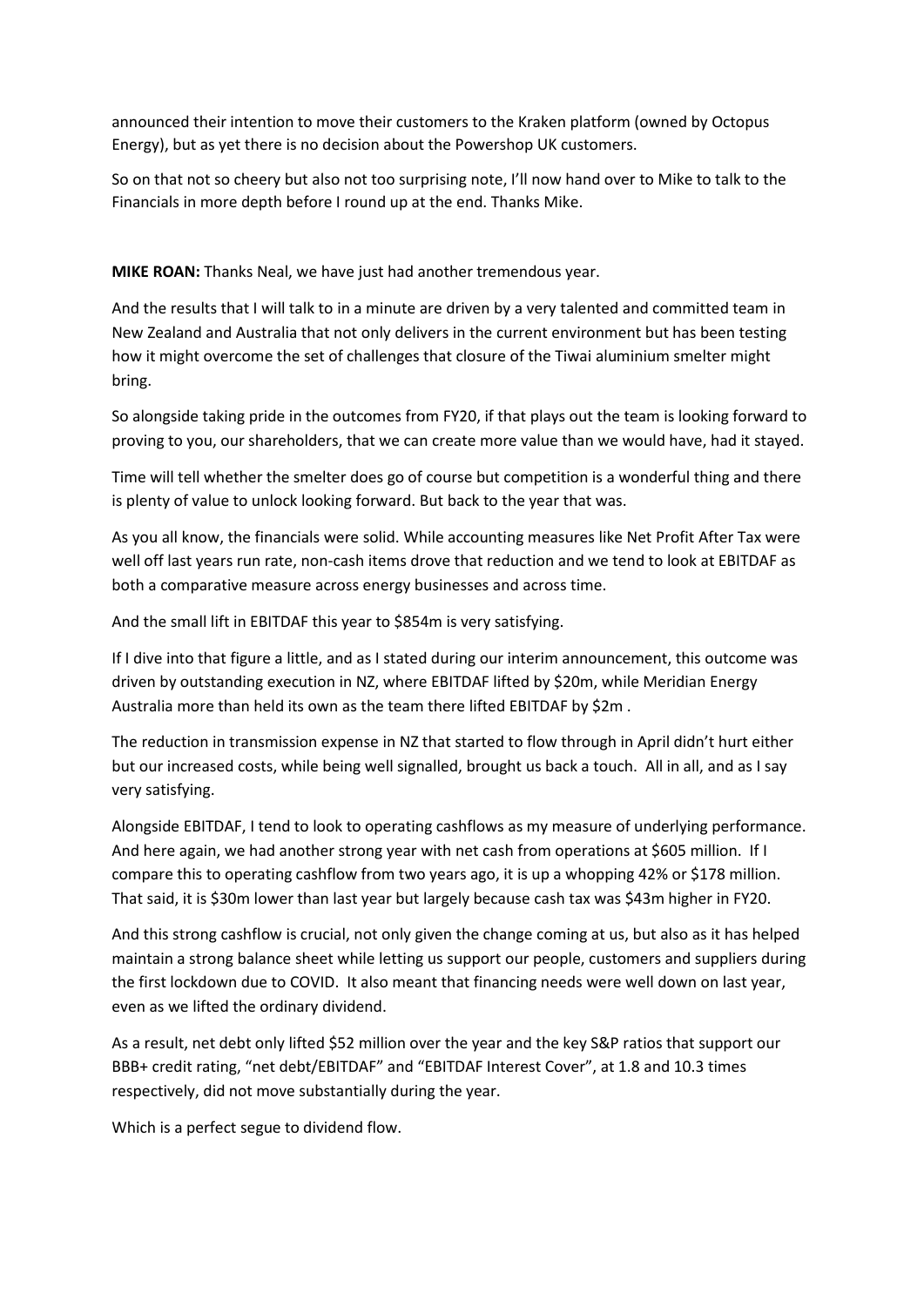announced their intention to move their customers to the Kraken platform (owned by Octopus Energy), but as yet there is no decision about the Powershop UK customers.

So on that not so cheery but also not too surprising note, I'll now hand over to Mike to talk to the Financials in more depth before I round up at the end. Thanks Mike.

**MIKE ROAN:** Thanks Neal, we have just had another tremendous year.

And the results that I will talk to in a minute are driven by a very talented and committed team in New Zealand and Australia that not only delivers in the current environment but has been testing how it might overcome the set of challenges that closure of the Tiwai aluminium smelter might bring.

So alongside taking pride in the outcomes from FY20, if that plays out the team is looking forward to proving to you, our shareholders, that we can create more value than we would have, had it stayed.

Time will tell whether the smelter does go of course but competition is a wonderful thing and there is plenty of value to unlock looking forward. But back to the year that was.

As you all know, the financials were solid. While accounting measures like Net Profit After Tax were well off last years run rate, non-cash items drove that reduction and we tend to look at EBITDAF as both a comparative measure across energy businesses and across time.

And the small lift in EBITDAF this year to $854m is very satisfying.

If I dive into that figure a little, and as I stated during our interim announcement, this outcome was driven by outstanding execution in NZ, where EBITDAF lifted by $20m, while Meridian Energy Australia more than held its own as the team there lifted EBITDAF by $2m .

The reduction in transmission expense in NZ that started to flow through in April didn't hurt either but our increased costs, while being well signalled, brought us back a touch. All in all, and as I say very satisfying.

Alongside EBITDAF, I tend to look to operating cashflows as my measure of underlying performance. And here again, we had another strong year with net cash from operations at $605 million. If I compare this to operating cashflow from two years ago, it is up a whopping 42% or $178 million. That said, it is $30m lower than last year but largely because cash tax was $43m higher in FY20.

And this strong cashflow is crucial, not only given the change coming at us, but also as it has helped maintain a strong balance sheet while letting us support our people, customers and suppliers during the first lockdown due to COVID. It also meant that financing needs were well down on last year, even as we lifted the ordinary dividend.

As a result, net debt only lifted $52 million over the year and the key S&P ratios that support our BBB+ credit rating, "net debt/EBITDAF" and "EBITDAF Interest Cover", at 1.8 and 10.3 times respectively, did not move substantially during the year.

Which is a perfect segue to dividend flow.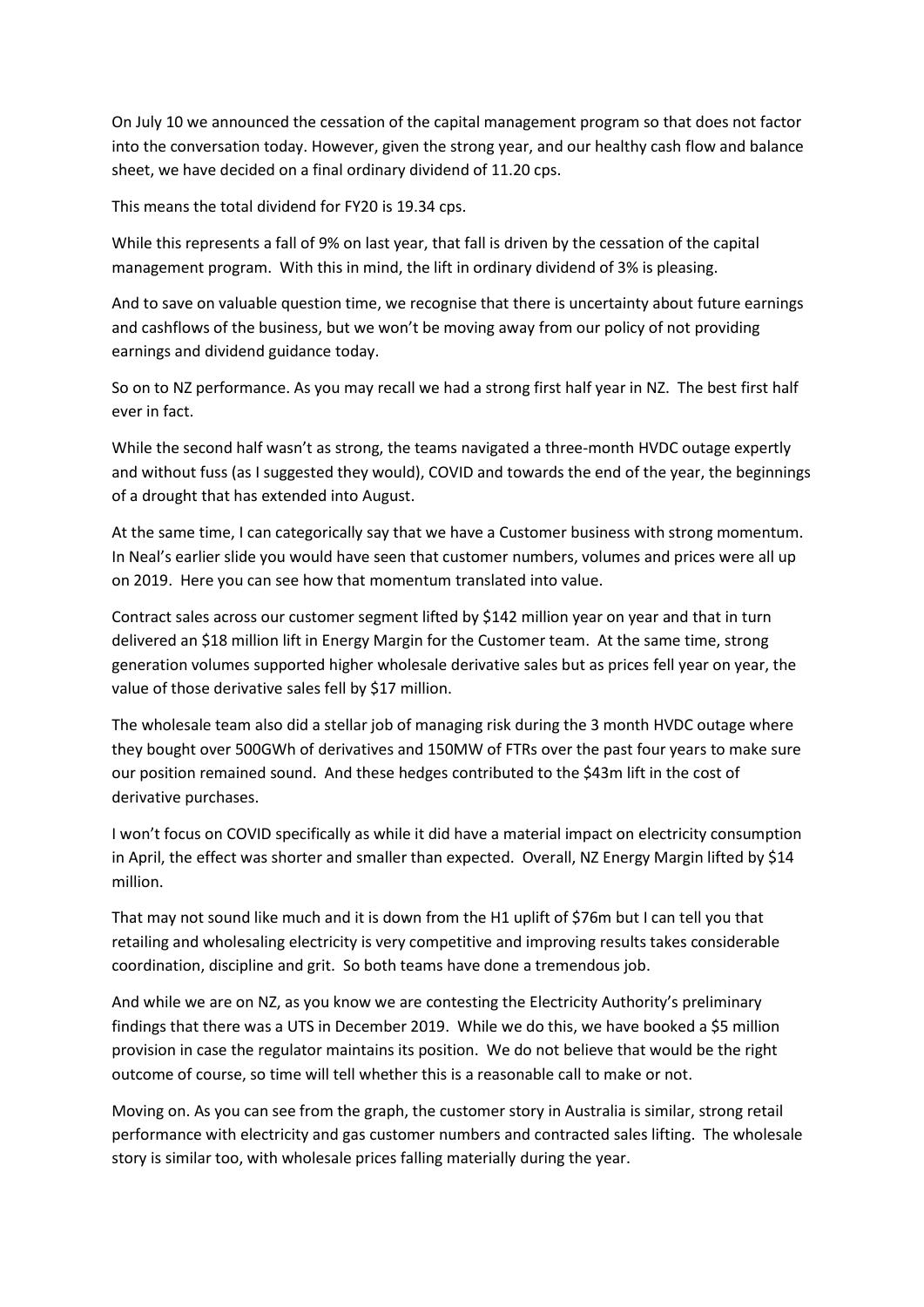On July 10 we announced the cessation of the capital management program so that does not factor into the conversation today. However, given the strong year, and our healthy cash flow and balance sheet, we have decided on a final ordinary dividend of 11.20 cps.

This means the total dividend for FY20 is 19.34 cps.

While this represents a fall of 9% on last year, that fall is driven by the cessation of the capital management program. With this in mind, the lift in ordinary dividend of 3% is pleasing.

And to save on valuable question time, we recognise that there is uncertainty about future earnings and cashflows of the business, but we won't be moving away from our policy of not providing earnings and dividend guidance today.

So on to NZ performance. As you may recall we had a strong first half year in NZ. The best first half ever in fact.

While the second half wasn't as strong, the teams navigated a three-month HVDC outage expertly and without fuss (as I suggested they would), COVID and towards the end of the year, the beginnings of a drought that has extended into August.

At the same time, I can categorically say that we have a Customer business with strong momentum. In Neal's earlier slide you would have seen that customer numbers, volumes and prices were all up on 2019. Here you can see how that momentum translated into value.

Contract sales across our customer segment lifted by $142 million year on year and that in turn delivered an $18 million lift in Energy Margin for the Customer team. At the same time, strong generation volumes supported higher wholesale derivative sales but as prices fell year on year, the value of those derivative sales fell by $17 million.

The wholesale team also did a stellar job of managing risk during the 3 month HVDC outage where they bought over 500GWh of derivatives and 150MW of FTRs over the past four years to make sure our position remained sound. And these hedges contributed to the $43m lift in the cost of derivative purchases.

I won't focus on COVID specifically as while it did have a material impact on electricity consumption in April, the effect was shorter and smaller than expected. Overall, NZ Energy Margin lifted by $14 million.

That may not sound like much and it is down from the H1 uplift of $76m but I can tell you that retailing and wholesaling electricity is very competitive and improving results takes considerable coordination, discipline and grit. So both teams have done a tremendous job.

And while we are on NZ, as you know we are contesting the Electricity Authority's preliminary findings that there was a UTS in December 2019. While we do this, we have booked a $5 million provision in case the regulator maintains its position. We do not believe that would be the right outcome of course, so time will tell whether this is a reasonable call to make or not.

Moving on. As you can see from the graph, the customer story in Australia is similar, strong retail performance with electricity and gas customer numbers and contracted sales lifting. The wholesale story is similar too, with wholesale prices falling materially during the year.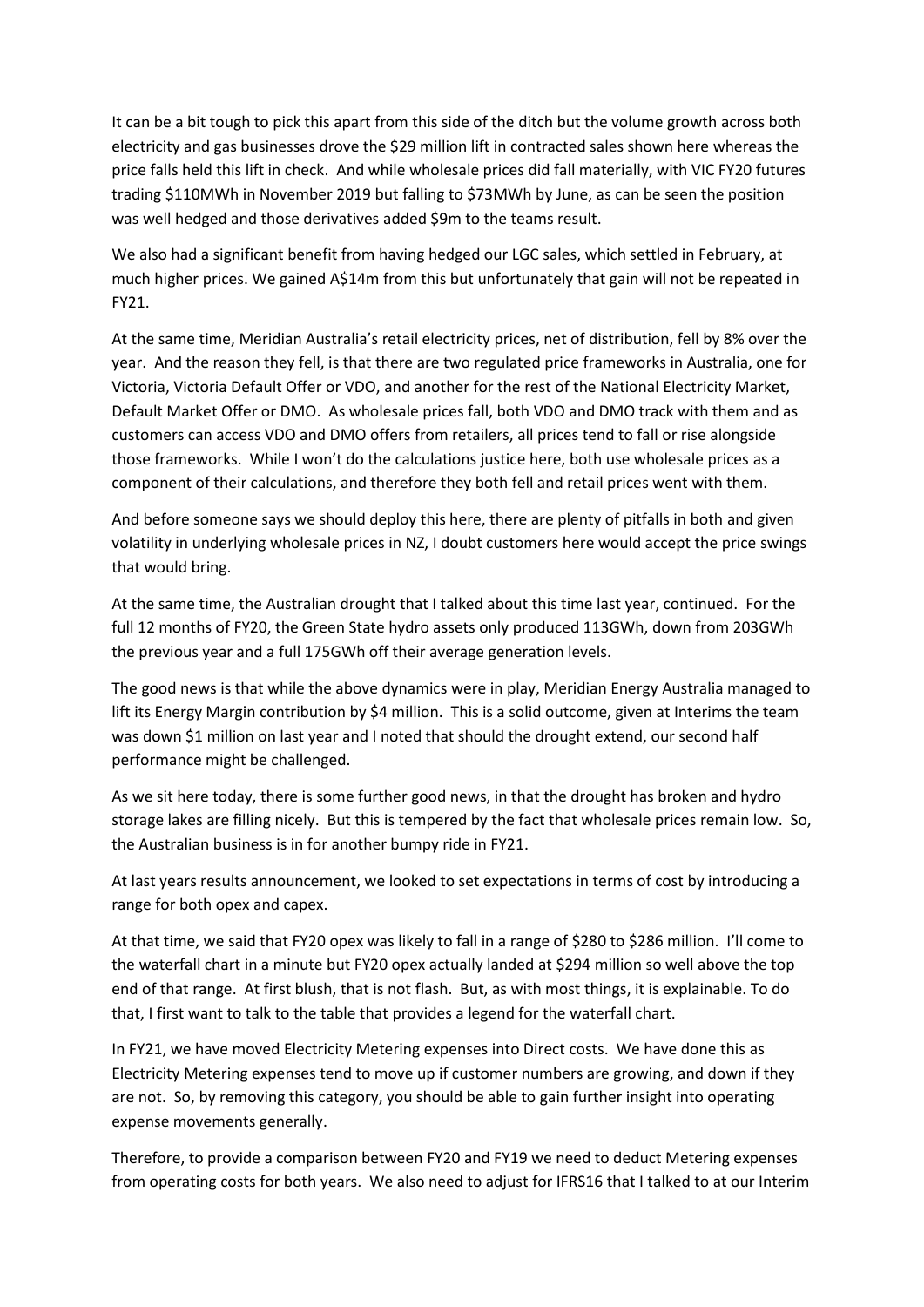It can be a bit tough to pick this apart from this side of the ditch but the volume growth across both electricity and gas businesses drove the $29 million lift in contracted sales shown here whereas the price falls held this lift in check. And while wholesale prices did fall materially, with VIC FY20 futures trading $110MWh in November 2019 but falling to $73MWh by June, as can be seen the position was well hedged and those derivatives added $9m to the teams result.

We also had a significant benefit from having hedged our LGC sales, which settled in February, at much higher prices. We gained A$14m from this but unfortunately that gain will not be repeated in FY21.

At the same time, Meridian Australia's retail electricity prices, net of distribution, fell by 8% over the year. And the reason they fell, is that there are two regulated price frameworks in Australia, one for Victoria, Victoria Default Offer or VDO, and another for the rest of the National Electricity Market, Default Market Offer or DMO. As wholesale prices fall, both VDO and DMO track with them and as customers can access VDO and DMO offers from retailers, all prices tend to fall or rise alongside those frameworks. While I won't do the calculations justice here, both use wholesale prices as a component of their calculations, and therefore they both fell and retail prices went with them.

And before someone says we should deploy this here, there are plenty of pitfalls in both and given volatility in underlying wholesale prices in NZ, I doubt customers here would accept the price swings that would bring.

At the same time, the Australian drought that I talked about this time last year, continued. For the full 12 months of FY20, the Green State hydro assets only produced 113GWh, down from 203GWh the previous year and a full 175GWh off their average generation levels.

The good news is that while the above dynamics were in play, Meridian Energy Australia managed to lift its Energy Margin contribution by $4 million. This is a solid outcome, given at Interims the team was down $1 million on last year and I noted that should the drought extend, our second half performance might be challenged.

As we sit here today, there is some further good news, in that the drought has broken and hydro storage lakes are filling nicely. But this is tempered by the fact that wholesale prices remain low. So, the Australian business is in for another bumpy ride in FY21.

At last years results announcement, we looked to set expectations in terms of cost by introducing a range for both opex and capex.

At that time, we said that FY20 opex was likely to fall in a range of $280 to $286 million. I'll come to the waterfall chart in a minute but FY20 opex actually landed at $294 million so well above the top end of that range. At first blush, that is not flash. But, as with most things, it is explainable. To do that, I first want to talk to the table that provides a legend for the waterfall chart.

In FY21, we have moved Electricity Metering expenses into Direct costs. We have done this as Electricity Metering expenses tend to move up if customer numbers are growing, and down if they are not. So, by removing this category, you should be able to gain further insight into operating expense movements generally.

Therefore, to provide a comparison between FY20 and FY19 we need to deduct Metering expenses from operating costs for both years. We also need to adjust for IFRS16 that I talked to at our Interim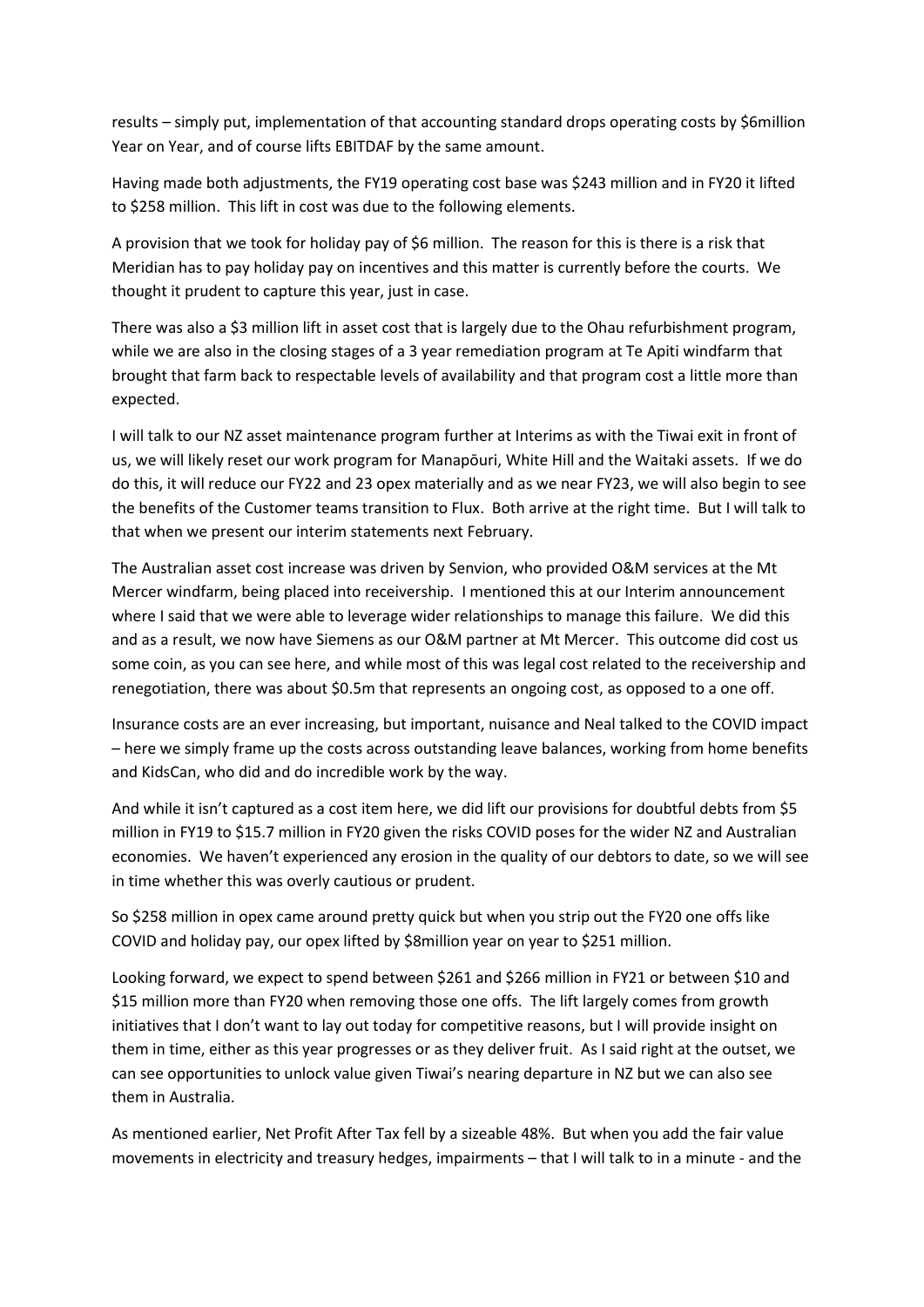results – simply put, implementation of that accounting standard drops operating costs by $6million Year on Year, and of course lifts EBITDAF by the same amount.

Having made both adjustments, the FY19 operating cost base was $243 million and in FY20 it lifted to $258 million. This lift in cost was due to the following elements.

A provision that we took for holiday pay of $6 million. The reason for this is there is a risk that Meridian has to pay holiday pay on incentives and this matter is currently before the courts. We thought it prudent to capture this year, just in case.

There was also a $3 million lift in asset cost that is largely due to the Ohau refurbishment program, while we are also in the closing stages of a 3 year remediation program at Te Apiti windfarm that brought that farm back to respectable levels of availability and that program cost a little more than expected.

I will talk to our NZ asset maintenance program further at Interims as with the Tiwai exit in front of us, we will likely reset our work program for Manapōuri, White Hill and the Waitaki assets. If we do do this, it will reduce our FY22 and 23 opex materially and as we near FY23, we will also begin to see the benefits of the Customer teams transition to Flux. Both arrive at the right time. But I will talk to that when we present our interim statements next February.

The Australian asset cost increase was driven by Senvion, who provided O&M services at the Mt Mercer windfarm, being placed into receivership. I mentioned this at our Interim announcement where I said that we were able to leverage wider relationships to manage this failure. We did this and as a result, we now have Siemens as our O&M partner at Mt Mercer. This outcome did cost us some coin, as you can see here, and while most of this was legal cost related to the receivership and renegotiation, there was about $0.5m that represents an ongoing cost, as opposed to a one off.

Insurance costs are an ever increasing, but important, nuisance and Neal talked to the COVID impact – here we simply frame up the costs across outstanding leave balances, working from home benefits and KidsCan, who did and do incredible work by the way.

And while it isn't captured as a cost item here, we did lift our provisions for doubtful debts from $5 million in FY19 to $15.7 million in FY20 given the risks COVID poses for the wider NZ and Australian economies. We haven't experienced any erosion in the quality of our debtors to date, so we will see in time whether this was overly cautious or prudent.

So $258 million in opex came around pretty quick but when you strip out the FY20 one offs like COVID and holiday pay, our opex lifted by $8million year on year to $251 million.

Looking forward, we expect to spend between $261 and $266 million in FY21 or between $10 and $15 million more than FY20 when removing those one offs. The lift largely comes from growth initiatives that I don't want to lay out today for competitive reasons, but I will provide insight on them in time, either as this year progresses or as they deliver fruit. As I said right at the outset, we can see opportunities to unlock value given Tiwai's nearing departure in NZ but we can also see them in Australia.

As mentioned earlier, Net Profit After Tax fell by a sizeable 48%. But when you add the fair value movements in electricity and treasury hedges, impairments – that I will talk to in a minute - and the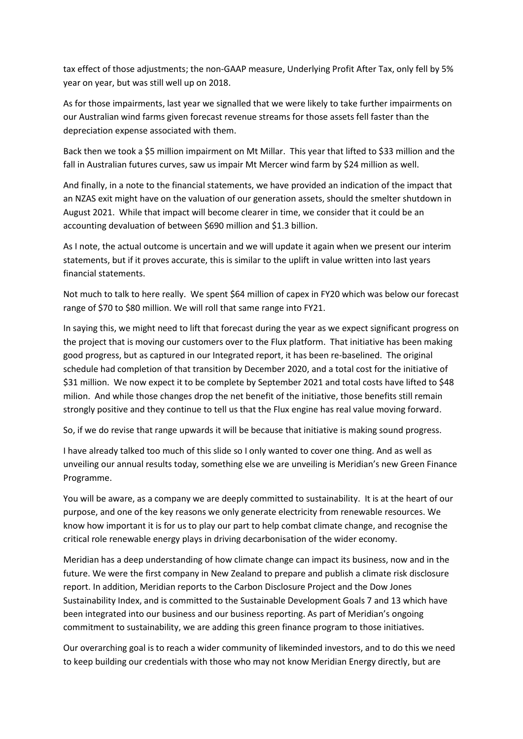tax effect of those adjustments; the non-GAAP measure, Underlying Profit After Tax, only fell by 5% year on year, but was still well up on 2018.

As for those impairments, last year we signalled that we were likely to take further impairments on our Australian wind farms given forecast revenue streams for those assets fell faster than the depreciation expense associated with them.

Back then we took a $5 million impairment on Mt Millar. This year that lifted to $33 million and the fall in Australian futures curves, saw us impair Mt Mercer wind farm by $24 million as well.

And finally, in a note to the financial statements, we have provided an indication of the impact that an NZAS exit might have on the valuation of our generation assets, should the smelter shutdown in August 2021. While that impact will become clearer in time, we consider that it could be an accounting devaluation of between $690 million and $1.3 billion.

As I note, the actual outcome is uncertain and we will update it again when we present our interim statements, but if it proves accurate, this is similar to the uplift in value written into last years financial statements.

Not much to talk to here really. We spent $64 million of capex in FY20 which was below our forecast range of $70 to $80 million. We will roll that same range into FY21.

In saying this, we might need to lift that forecast during the year as we expect significant progress on the project that is moving our customers over to the Flux platform. That initiative has been making good progress, but as captured in our Integrated report, it has been re-baselined. The original schedule had completion of that transition by December 2020, and a total cost for the initiative of $31 million. We now expect it to be complete by September 2021 and total costs have lifted to $48 milion. And while those changes drop the net benefit of the initiative, those benefits still remain strongly positive and they continue to tell us that the Flux engine has real value moving forward.

So, if we do revise that range upwards it will be because that initiative is making sound progress.

I have already talked too much of this slide so I only wanted to cover one thing. And as well as unveiling our annual results today, something else we are unveiling is Meridian's new Green Finance Programme.

You will be aware, as a company we are deeply committed to sustainability. It is at the heart of our purpose, and one of the key reasons we only generate electricity from renewable resources. We know how important it is for us to play our part to help combat climate change, and recognise the critical role renewable energy plays in driving decarbonisation of the wider economy.

Meridian has a deep understanding of how climate change can impact its business, now and in the future. We were the first company in New Zealand to prepare and publish a climate risk disclosure report. In addition, Meridian reports to the Carbon Disclosure Project and the Dow Jones Sustainability Index, and is committed to the Sustainable Development Goals 7 and 13 which have been integrated into our business and our business reporting. As part of Meridian's ongoing commitment to sustainability, we are adding this green finance program to those initiatives.

Our overarching goal is to reach a wider community of likeminded investors, and to do this we need to keep building our credentials with those who may not know Meridian Energy directly, but are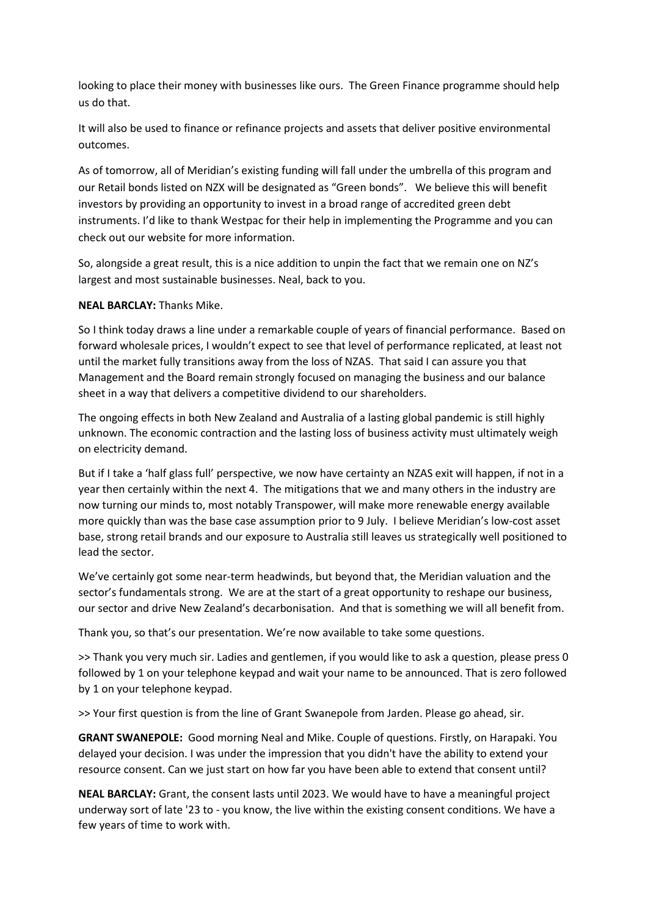looking to place their money with businesses like ours. The Green Finance programme should help us do that.

It will also be used to finance or refinance projects and assets that deliver positive environmental outcomes.

As of tomorrow, all of Meridian's existing funding will fall under the umbrella of this program and our Retail bonds listed on NZX will be designated as "Green bonds". We believe this will benefit investors by providing an opportunity to invest in a broad range of accredited green debt instruments. I'd like to thank Westpac for their help in implementing the Programme and you can check out our website for more information.

So, alongside a great result, this is a nice addition to unpin the fact that we remain one on NZ's largest and most sustainable businesses. Neal, back to you.

**NEAL BARCLAY:** Thanks Mike.

So I think today draws a line under a remarkable couple of years of financial performance. Based on forward wholesale prices, I wouldn't expect to see that level of performance replicated, at least not until the market fully transitions away from the loss of NZAS. That said I can assure you that Management and the Board remain strongly focused on managing the business and our balance sheet in a way that delivers a competitive dividend to our shareholders.

The ongoing effects in both New Zealand and Australia of a lasting global pandemic is still highly unknown. The economic contraction and the lasting loss of business activity must ultimately weigh on electricity demand.

But if I take a 'half glass full' perspective, we now have certainty an NZAS exit will happen, if not in a year then certainly within the next 4. The mitigations that we and many others in the industry are now turning our minds to, most notably Transpower, will make more renewable energy available more quickly than was the base case assumption prior to 9 July. I believe Meridian's low-cost asset base, strong retail brands and our exposure to Australia still leaves us strategically well positioned to lead the sector.

We've certainly got some near-term headwinds, but beyond that, the Meridian valuation and the sector's fundamentals strong. We are at the start of a great opportunity to reshape our business, our sector and drive New Zealand's decarbonisation. And that is something we will all benefit from.

Thank you, so that's our presentation. We're now available to take some questions.

>> Thank you very much sir. Ladies and gentlemen, if you would like to ask a question, please press 0 followed by 1 on your telephone keypad and wait your name to be announced. That is zero followed by 1 on your telephone keypad.

>> Your first question is from the line of Grant Swanepole from Jarden. Please go ahead, sir.

**GRANT SWANEPOLE:** Good morning Neal and Mike. Couple of questions. Firstly, on Harapaki. You delayed your decision. I was under the impression that you didn't have the ability to extend your resource consent. Can we just start on how far you have been able to extend that consent until?

**NEAL BARCLAY:** Grant, the consent lasts until 2023. We would have to have a meaningful project underway sort of late '23 to - you know, the live within the existing consent conditions. We have a few years of time to work with.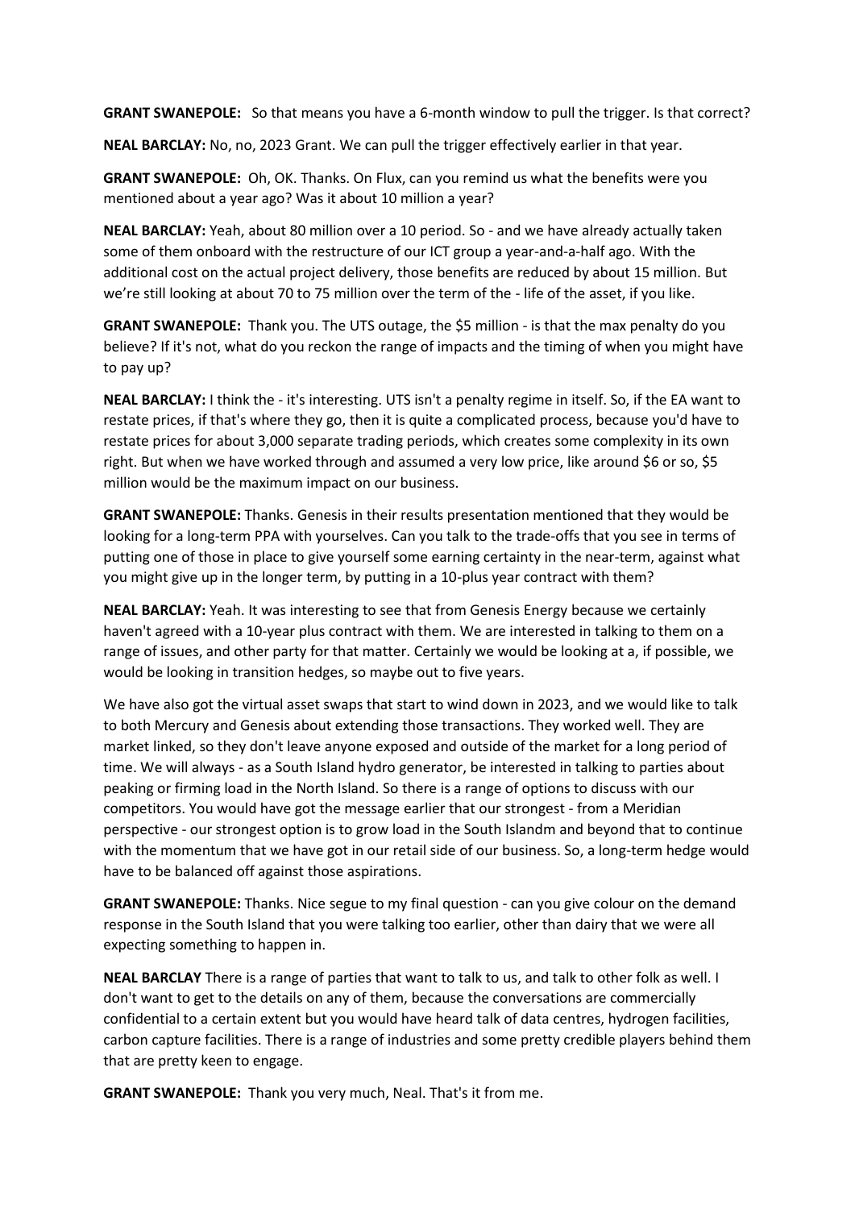**GRANT SWANEPOLE:** So that means you have a 6-month window to pull the trigger. Is that correct?

**NEAL BARCLAY:** No, no, 2023 Grant. We can pull the trigger effectively earlier in that year.

**GRANT SWANEPOLE:** Oh, OK. Thanks. On Flux, can you remind us what the benefits were you mentioned about a year ago? Was it about 10 million a year?

**NEAL BARCLAY:** Yeah, about 80 million over a 10 period. So - and we have already actually taken some of them onboard with the restructure of our ICT group a year-and-a-half ago. With the additional cost on the actual project delivery, those benefits are reduced by about 15 million. But we're still looking at about 70 to 75 million over the term of the - life of the asset, if you like.

**GRANT SWANEPOLE:** Thank you. The UTS outage, the $5 million - is that the max penalty do you believe? If it's not, what do you reckon the range of impacts and the timing of when you might have to pay up?

**NEAL BARCLAY:** I think the - it's interesting. UTS isn't a penalty regime in itself. So, if the EA want to restate prices, if that's where they go, then it is quite a complicated process, because you'd have to restate prices for about 3,000 separate trading periods, which creates some complexity in its own right. But when we have worked through and assumed a very low price, like around $6 or so, $5 million would be the maximum impact on our business.

**GRANT SWANEPOLE:** Thanks. Genesis in their results presentation mentioned that they would be looking for a long-term PPA with yourselves. Can you talk to the trade-offs that you see in terms of putting one of those in place to give yourself some earning certainty in the near-term, against what you might give up in the longer term, by putting in a 10-plus year contract with them?

**NEAL BARCLAY:** Yeah. It was interesting to see that from Genesis Energy because we certainly haven't agreed with a 10-year plus contract with them. We are interested in talking to them on a range of issues, and other party for that matter. Certainly we would be looking at a, if possible, we would be looking in transition hedges, so maybe out to five years.

We have also got the virtual asset swaps that start to wind down in 2023, and we would like to talk to both Mercury and Genesis about extending those transactions. They worked well. They are market linked, so they don't leave anyone exposed and outside of the market for a long period of time. We will always - as a South Island hydro generator, be interested in talking to parties about peaking or firming load in the North Island. So there is a range of options to discuss with our competitors. You would have got the message earlier that our strongest - from a Meridian perspective - our strongest option is to grow load in the South Islandm and beyond that to continue with the momentum that we have got in our retail side of our business. So, a long-term hedge would have to be balanced off against those aspirations.

**GRANT SWANEPOLE:** Thanks. Nice segue to my final question - can you give colour on the demand response in the South Island that you were talking too earlier, other than dairy that we were all expecting something to happen in.

**NEAL BARCLAY** There is a range of parties that want to talk to us, and talk to other folk as well. I don't want to get to the details on any of them, because the conversations are commercially confidential to a certain extent but you would have heard talk of data centres, hydrogen facilities, carbon capture facilities. There is a range of industries and some pretty credible players behind them that are pretty keen to engage.

**GRANT SWANEPOLE:** Thank you very much, Neal. That's it from me.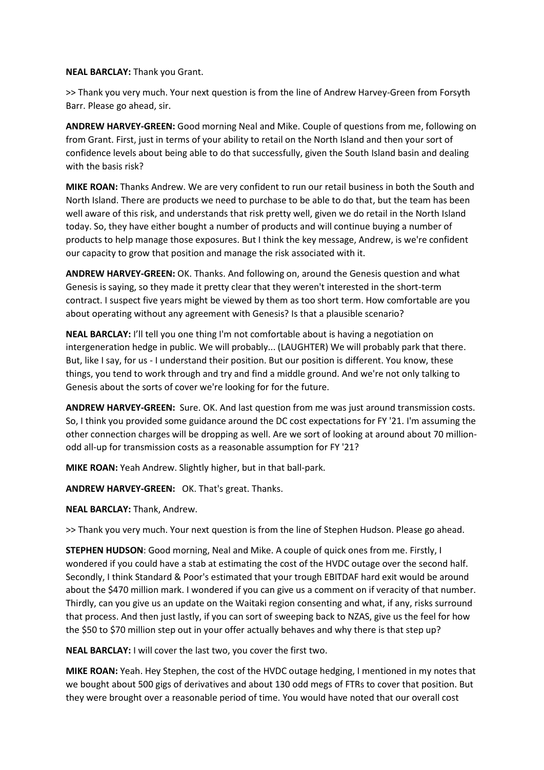**NEAL BARCLAY:** Thank you Grant.

>> Thank you very much. Your next question is from the line of Andrew Harvey-Green from Forsyth Barr. Please go ahead, sir.

**ANDREW HARVEY-GREEN:** Good morning Neal and Mike. Couple of questions from me, following on from Grant. First, just in terms of your ability to retail on the North Island and then your sort of confidence levels about being able to do that successfully, given the South Island basin and dealing with the basis risk?

**MIKE ROAN:** Thanks Andrew. We are very confident to run our retail business in both the South and North Island. There are products we need to purchase to be able to do that, but the team has been well aware of this risk, and understands that risk pretty well, given we do retail in the North Island today. So, they have either bought a number of products and will continue buying a number of products to help manage those exposures. But I think the key message, Andrew, is we're confident our capacity to grow that position and manage the risk associated with it.

**ANDREW HARVEY-GREEN:** OK. Thanks. And following on, around the Genesis question and what Genesis is saying, so they made it pretty clear that they weren't interested in the short-term contract. I suspect five years might be viewed by them as too short term. How comfortable are you about operating without any agreement with Genesis? Is that a plausible scenario?

**NEAL BARCLAY:** I'll tell you one thing I'm not comfortable about is having a negotiation on intergeneration hedge in public. We will probably... (LAUGHTER) We will probably park that there. But, like I say, for us - I understand their position. But our position is different. You know, these things, you tend to work through and try and find a middle ground. And we're not only talking to Genesis about the sorts of cover we're looking for for the future.

**ANDREW HARVEY-GREEN:** Sure. OK. And last question from me was just around transmission costs. So, I think you provided some guidance around the DC cost expectations for FY '21. I'm assuming the other connection charges will be dropping as well. Are we sort of looking at around about 70 million-odd all-up for transmission costs as a reasonable assumption for FY '21?

**MIKE ROAN:** Yeah Andrew. Slightly higher, but in that ball-park.

**ANDREW HARVEY-GREEN:** OK. That's great. Thanks.

**NEAL BARCLAY:** Thank, Andrew.

>> Thank you very much. Your next question is from the line of Stephen Hudson. Please go ahead.

**STEPHEN HUDSON**: Good morning, Neal and Mike. A couple of quick ones from me. Firstly, I wondered if you could have a stab at estimating the cost of the HVDC outage over the second half. Secondly, I think Standard & Poor's estimated that your trough EBITDAF hard exit would be around about the $470 million mark. I wondered if you can give us a comment on if veracity of that number. Thirdly, can you give us an update on the Waitaki region consenting and what, if any, risks surround that process. And then just lastly, if you can sort of sweeping back to NZAS, give us the feel for how the $50 to $70 million step out in your offer actually behaves and why there is that step up?

**NEAL BARCLAY:** I will cover the last two, you cover the first two.

**MIKE ROAN:** Yeah. Hey Stephen, the cost of the HVDC outage hedging, I mentioned in my notes that we bought about 500 gigs of derivatives and about 130 odd megs of FTRs to cover that position. But they were brought over a reasonable period of time. You would have noted that our overall cost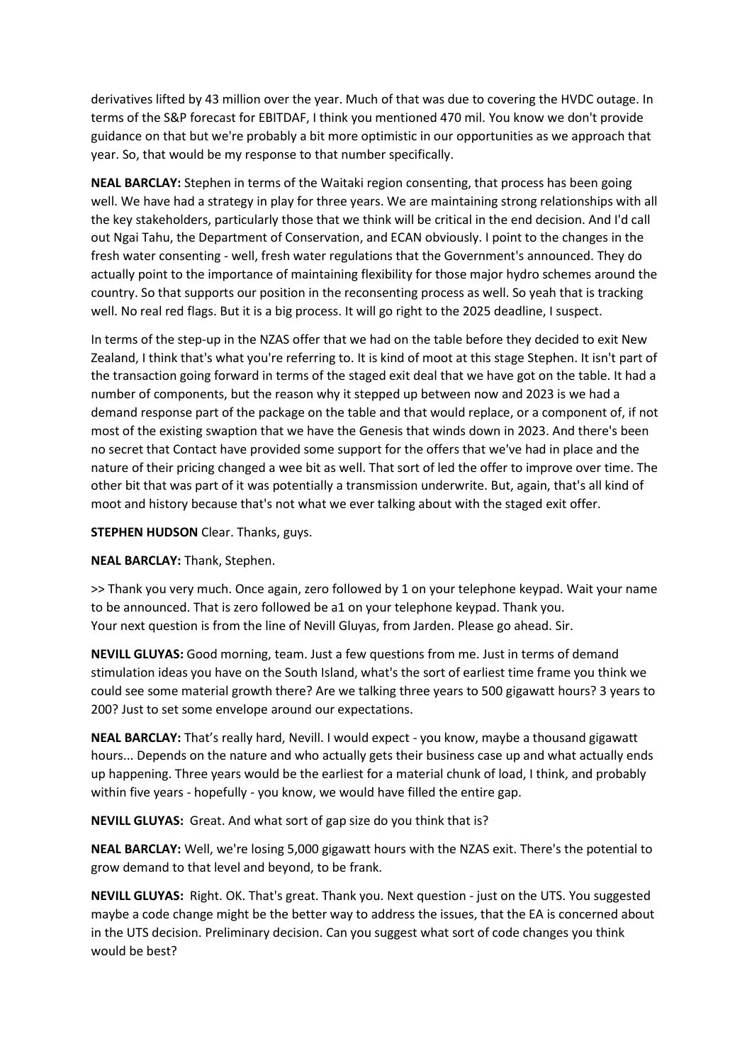derivatives lifted by 43 million over the year. Much of that was due to covering the HVDC outage. In terms of the S&P forecast for EBITDAF, I think you mentioned 470 mil. You know we don't provide guidance on that but we're probably a bit more optimistic in our opportunities as we approach that year. So, that would be my response to that number specifically.

**NEAL BARCLAY:** Stephen in terms of the Waitaki region consenting, that process has been going well. We have had a strategy in play for three years. We are maintaining strong relationships with all the key stakeholders, particularly those that we think will be critical in the end decision. And I'd call out Ngai Tahu, the Department of Conservation, and ECAN obviously. I point to the changes in the fresh water consenting - well, fresh water regulations that the Government's announced. They do actually point to the importance of maintaining flexibility for those major hydro schemes around the country. So that supports our position in the reconsenting process as well. So yeah that is tracking well. No real red flags. But it is a big process. It will go right to the 2025 deadline, I suspect.

In terms of the step-up in the NZAS offer that we had on the table before they decided to exit New Zealand, I think that's what you're referring to. It is kind of moot at this stage Stephen. It isn't part of the transaction going forward in terms of the staged exit deal that we have got on the table. It had a number of components, but the reason why it stepped up between now and 2023 is we had a demand response part of the package on the table and that would replace, or a component of, if not most of the existing swaption that we have the Genesis that winds down in 2023. And there's been no secret that Contact have provided some support for the offers that we've had in place and the nature of their pricing changed a wee bit as well. That sort of led the offer to improve over time. The other bit that was part of it was potentially a transmission underwrite. But, again, that's all kind of moot and history because that's not what we ever talking about with the staged exit offer.

**STEPHEN HUDSON** Clear. Thanks, guys.

**NEAL BARCLAY:** Thank, Stephen.

>> Thank you very much. Once again, zero followed by 1 on your telephone keypad. Wait your name to be announced. That is zero followed be a1 on your telephone keypad. Thank you.
Your next question is from the line of Nevill Gluyas, from Jarden. Please go ahead. Sir.

**NEVILL GLUYAS:** Good morning, team. Just a few questions from me. Just in terms of demand stimulation ideas you have on the South Island, what's the sort of earliest time frame you think we could see some material growth there? Are we talking three years to 500 gigawatt hours? 3 years to 200? Just to set some envelope around our expectations.

**NEAL BARCLAY:** That's really hard, Nevill. I would expect - you know, maybe a thousand gigawatt hours... Depends on the nature and who actually gets their business case up and what actually ends up happening. Three years would be the earliest for a material chunk of load, I think, and probably within five years - hopefully - you know, we would have filled the entire gap.

**NEVILL GLUYAS:** Great. And what sort of gap size do you think that is?

**NEAL BARCLAY:** Well, we're losing 5,000 gigawatt hours with the NZAS exit. There's the potential to grow demand to that level and beyond, to be frank.

**NEVILL GLUYAS:** Right. OK. That's great. Thank you. Next question - just on the UTS. You suggested maybe a code change might be the better way to address the issues, that the EA is concerned about in the UTS decision. Preliminary decision. Can you suggest what sort of code changes you think would be best?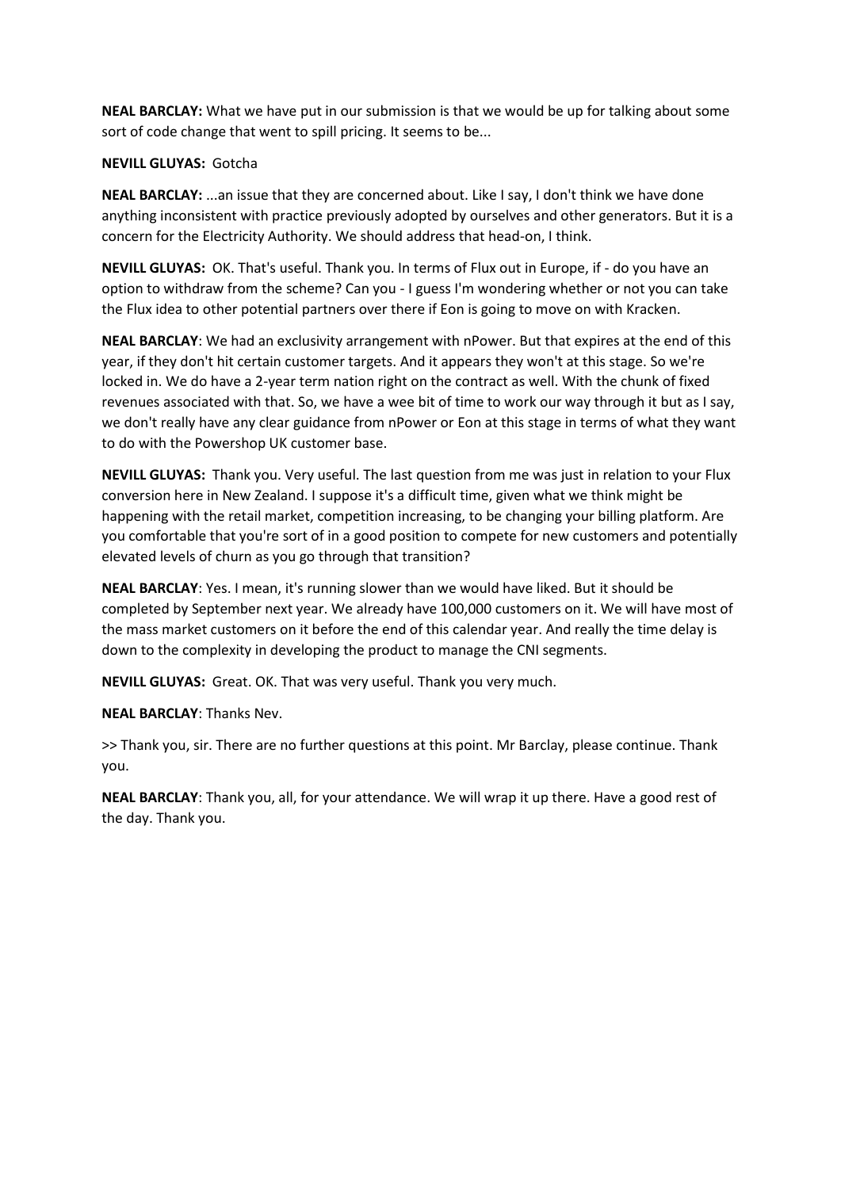**NEAL BARCLAY:** What we have put in our submission is that we would be up for talking about some sort of code change that went to spill pricing. It seems to be...

**NEVILL GLUYAS:** Gotcha

**NEAL BARCLAY:** ...an issue that they are concerned about. Like I say, I don't think we have done anything inconsistent with practice previously adopted by ourselves and other generators. But it is a concern for the Electricity Authority. We should address that head-on, I think.

**NEVILL GLUYAS:** OK. That's useful. Thank you. In terms of Flux out in Europe, if - do you have an option to withdraw from the scheme? Can you - I guess I'm wondering whether or not you can take the Flux idea to other potential partners over there if Eon is going to move on with Kracken.

**NEAL BARCLAY**: We had an exclusivity arrangement with nPower. But that expires at the end of this year, if they don't hit certain customer targets. And it appears they won't at this stage. So we're locked in. We do have a 2-year term nation right on the contract as well. With the chunk of fixed revenues associated with that. So, we have a wee bit of time to work our way through it but as I say, we don't really have any clear guidance from nPower or Eon at this stage in terms of what they want to do with the Powershop UK customer base.

**NEVILL GLUYAS:** Thank you. Very useful. The last question from me was just in relation to your Flux conversion here in New Zealand. I suppose it's a difficult time, given what we think might be happening with the retail market, competition increasing, to be changing your billing platform. Are you comfortable that you're sort of in a good position to compete for new customers and potentially elevated levels of churn as you go through that transition?

**NEAL BARCLAY**: Yes. I mean, it's running slower than we would have liked. But it should be completed by September next year. We already have 100,000 customers on it. We will have most of the mass market customers on it before the end of this calendar year. And really the time delay is down to the complexity in developing the product to manage the CNI segments.

**NEVILL GLUYAS:** Great. OK. That was very useful. Thank you very much.

**NEAL BARCLAY**: Thanks Nev.

>> Thank you, sir. There are no further questions at this point. Mr Barclay, please continue. Thank you.

**NEAL BARCLAY**: Thank you, all, for your attendance. We will wrap it up there. Have a good rest of the day. Thank you.